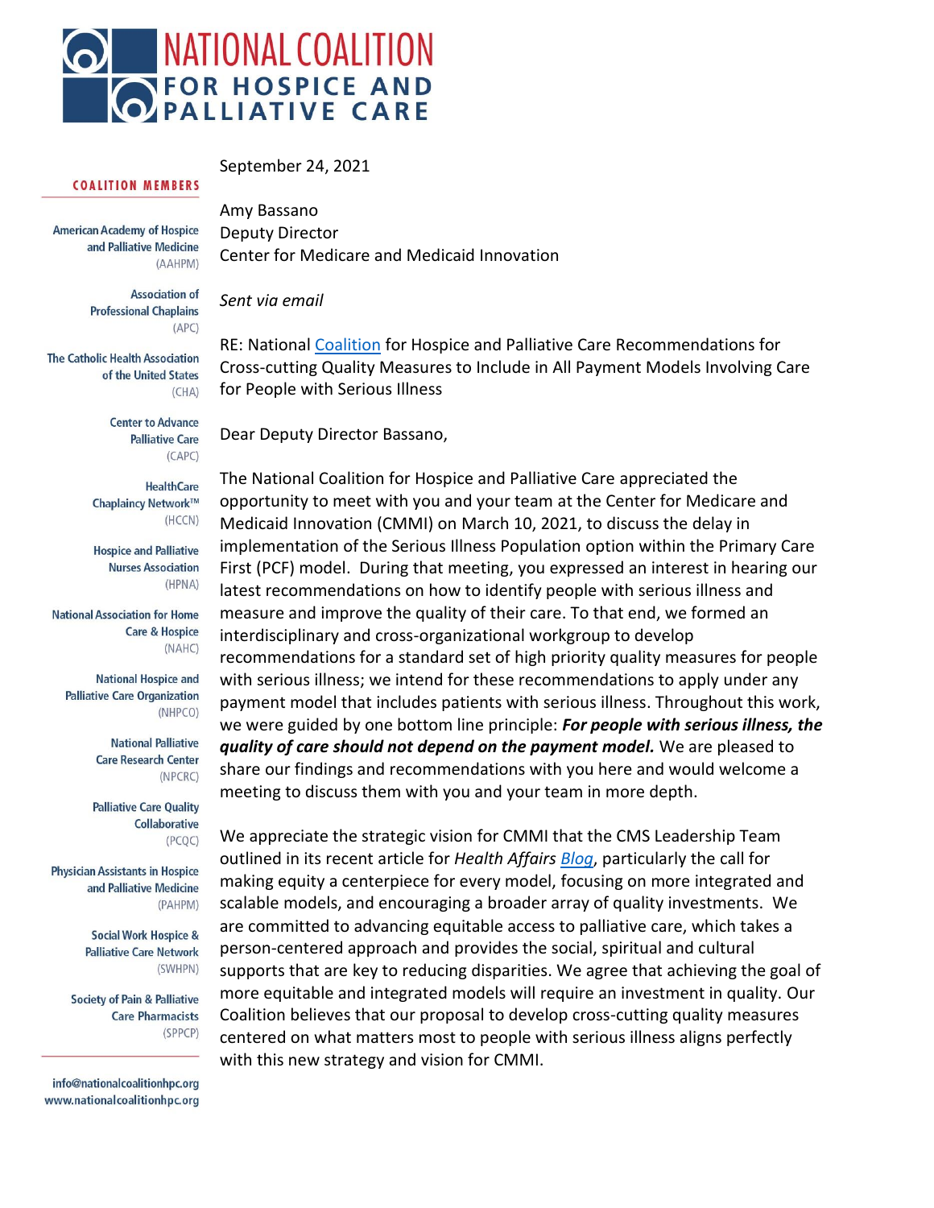# NATIONAL COALITION FOR HOSPICE AND PALLIATIVE CARE

**COALITION MEMBERS**

American Academy of Hospice and Palliative Medicine (AAHPM)

Association of Professional Chaplains (APC)

The Catholic Health Association of the United States (CHA)

Center to Advance Palliative Care (CAPC)

HealthCare Chaplaincy Network™ (HCCN)

Hospice and Palliative Nurses Association (HPNA)

National Association for Home Care & Hospice (NAHC)

National Hospice and Palliative Care Organization (NHPCO)

National Palliative Care Research Center (NPCRC)

Palliative Care Quality Collaborative (PCQC)

Physician Assistants in Hospice and Palliative Medicine (PAHPM)

Social Work Hospice & Palliative Care Network (SWHPN)

Society of Pain & Palliative Care Pharmacists (SPPCP)

info@nationalcoalitionhpc.org
www.nationalcoalitionhpc.org

September 24, 2021

Amy Bassano
Deputy Director
Center for Medicare and Medicaid Innovation

*Sent via email*

RE: National Coalition for Hospice and Palliative Care Recommendations for Cross-cutting Quality Measures to Include in All Payment Models Involving Care for People with Serious Illness

Dear Deputy Director Bassano,

The National Coalition for Hospice and Palliative Care appreciated the opportunity to meet with you and your team at the Center for Medicare and Medicaid Innovation (CMMI) on March 10, 2021, to discuss the delay in implementation of the Serious Illness Population option within the Primary Care First (PCF) model. During that meeting, you expressed an interest in hearing our latest recommendations on how to identify people with serious illness and measure and improve the quality of their care. To that end, we formed an interdisciplinary and cross-organizational workgroup to develop recommendations for a standard set of high priority quality measures for people with serious illness; we intend for these recommendations to apply under any payment model that includes patients with serious illness. Throughout this work, we were guided by one bottom line principle: ***For people with serious illness, the quality of care should not depend on the payment model.*** We are pleased to share our findings and recommendations with you here and would welcome a meeting to discuss them with you and your team in more depth.

We appreciate the strategic vision for CMMI that the CMS Leadership Team outlined in its recent article for *Health Affairs* Blog, particularly the call for making equity a centerpiece for every model, focusing on more integrated and scalable models, and encouraging a broader array of quality investments. We are committed to advancing equitable access to palliative care, which takes a person-centered approach and provides the social, spiritual and cultural supports that are key to reducing disparities. We agree that achieving the goal of more equitable and integrated models will require an investment in quality. Our Coalition believes that our proposal to develop cross-cutting quality measures centered on what matters most to people with serious illness aligns perfectly with this new strategy and vision for CMMI.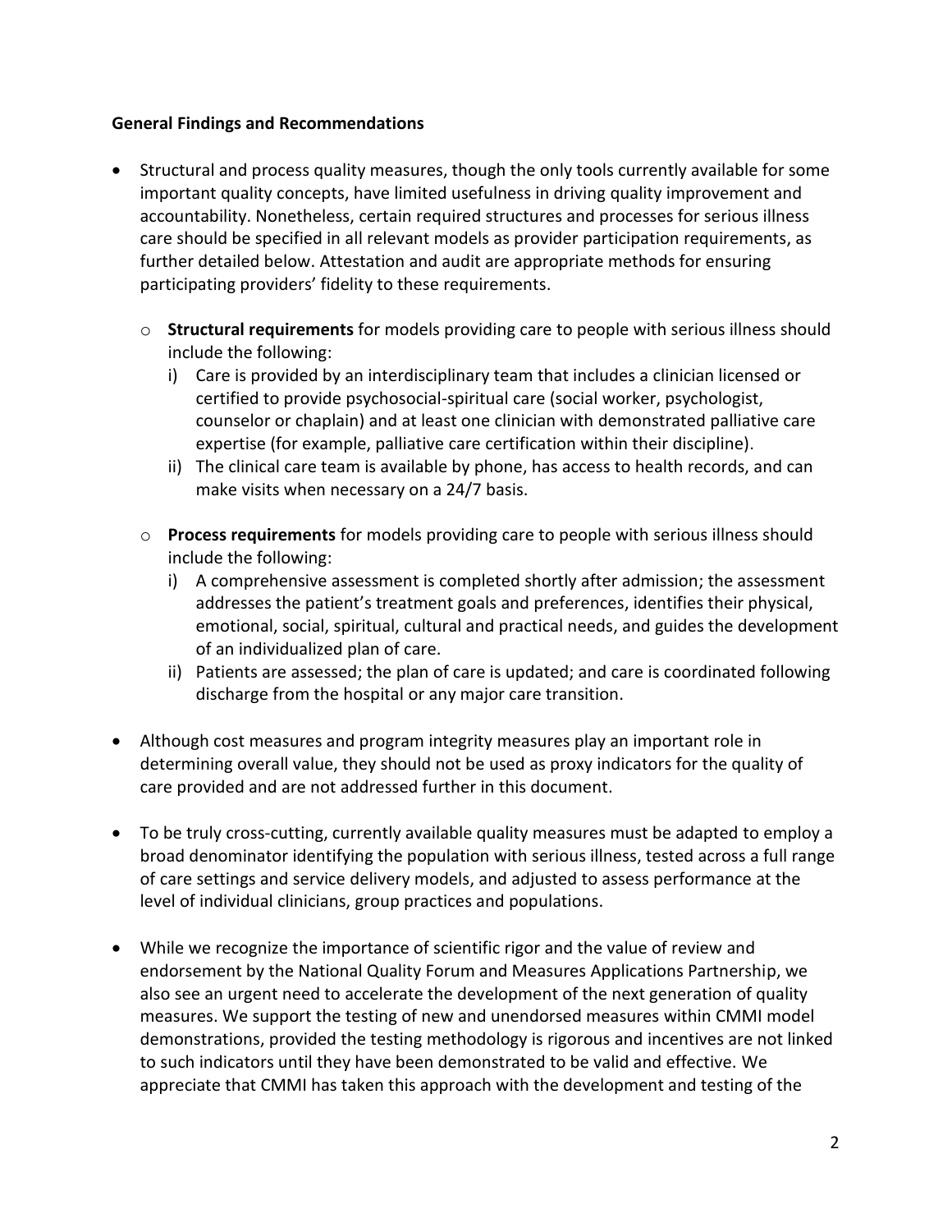**General Findings and Recommendations**

- Structural and process quality measures, though the only tools currently available for some important quality concepts, have limited usefulness in driving quality improvement and accountability. Nonetheless, certain required structures and processes for serious illness care should be specified in all relevant models as provider participation requirements, as further detailed below. Attestation and audit are appropriate methods for ensuring participating providers' fidelity to these requirements.

  - **Structural requirements** for models providing care to people with serious illness should include the following:
    - i) Care is provided by an interdisciplinary team that includes a clinician licensed or certified to provide psychosocial-spiritual care (social worker, psychologist, counselor or chaplain) and at least one clinician with demonstrated palliative care expertise (for example, palliative care certification within their discipline).
    - ii) The clinical care team is available by phone, has access to health records, and can make visits when necessary on a 24/7 basis.

  - **Process requirements** for models providing care to people with serious illness should include the following:
    - i) A comprehensive assessment is completed shortly after admission; the assessment addresses the patient's treatment goals and preferences, identifies their physical, emotional, social, spiritual, cultural and practical needs, and guides the development of an individualized plan of care.
    - ii) Patients are assessed; the plan of care is updated; and care is coordinated following discharge from the hospital or any major care transition.

- Although cost measures and program integrity measures play an important role in determining overall value, they should not be used as proxy indicators for the quality of care provided and are not addressed further in this document.

- To be truly cross-cutting, currently available quality measures must be adapted to employ a broad denominator identifying the population with serious illness, tested across a full range of care settings and service delivery models, and adjusted to assess performance at the level of individual clinicians, group practices and populations.

- While we recognize the importance of scientific rigor and the value of review and endorsement by the National Quality Forum and Measures Applications Partnership, we also see an urgent need to accelerate the development of the next generation of quality measures. We support the testing of new and unendorsed measures within CMMI model demonstrations, provided the testing methodology is rigorous and incentives are not linked to such indicators until they have been demonstrated to be valid and effective. We appreciate that CMMI has taken this approach with the development and testing of the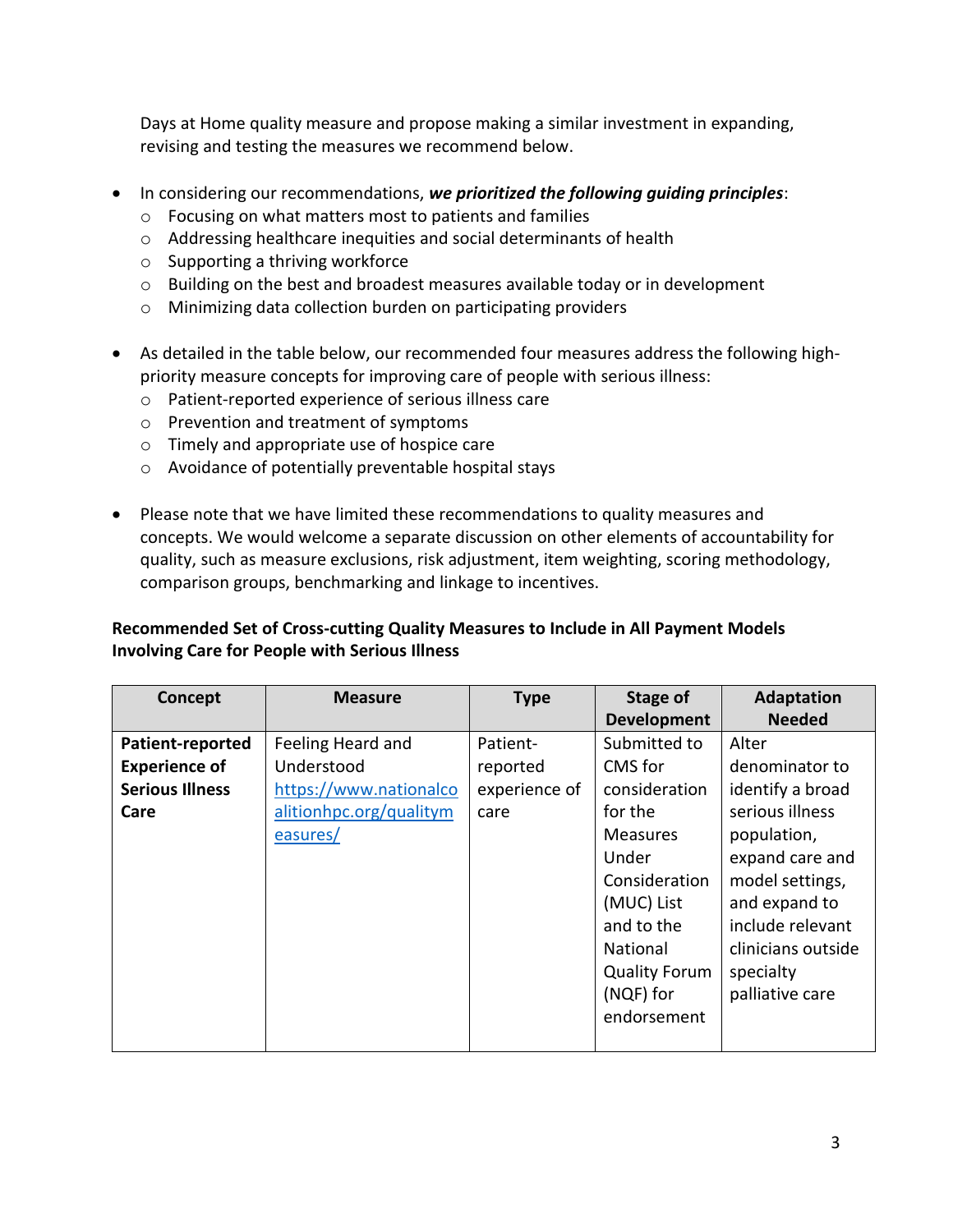Days at Home quality measure and propose making a similar investment in expanding, revising and testing the measures we recommend below.

- In considering our recommendations, ***we prioritized the following guiding principles***:
  - Focusing on what matters most to patients and families
  - Addressing healthcare inequities and social determinants of health
  - Supporting a thriving workforce
  - Building on the best and broadest measures available today or in development
  - Minimizing data collection burden on participating providers

- As detailed in the table below, our recommended four measures address the following high-priority measure concepts for improving care of people with serious illness:
  - Patient-reported experience of serious illness care
  - Prevention and treatment of symptoms
  - Timely and appropriate use of hospice care
  - Avoidance of potentially preventable hospital stays

- Please note that we have limited these recommendations to quality measures and concepts. We would welcome a separate discussion on other elements of accountability for quality, such as measure exclusions, risk adjustment, item weighting, scoring methodology, comparison groups, benchmarking and linkage to incentives.

**Recommended Set of Cross-cutting Quality Measures to Include in All Payment Models Involving Care for People with Serious Illness**

| Concept | Measure | Type | Stage of Development | Adaptation Needed |
|---|---|---|---|---|
| **Patient-reported Experience of Serious Illness Care** | Feeling Heard and Understood [https://www.nationalcoalitionhpc.org/qualitymeasures/](https://www.nationalcoalitionhpc.org/qualitymeasures/) | Patient-reported experience of care | Submitted to CMS for consideration for the Measures Under Consideration (MUC) List and to the National Quality Forum (NQF) for endorsement | Alter denominator to identify a broad serious illness population, expand care and model settings, and expand to include relevant clinicians outside specialty palliative care |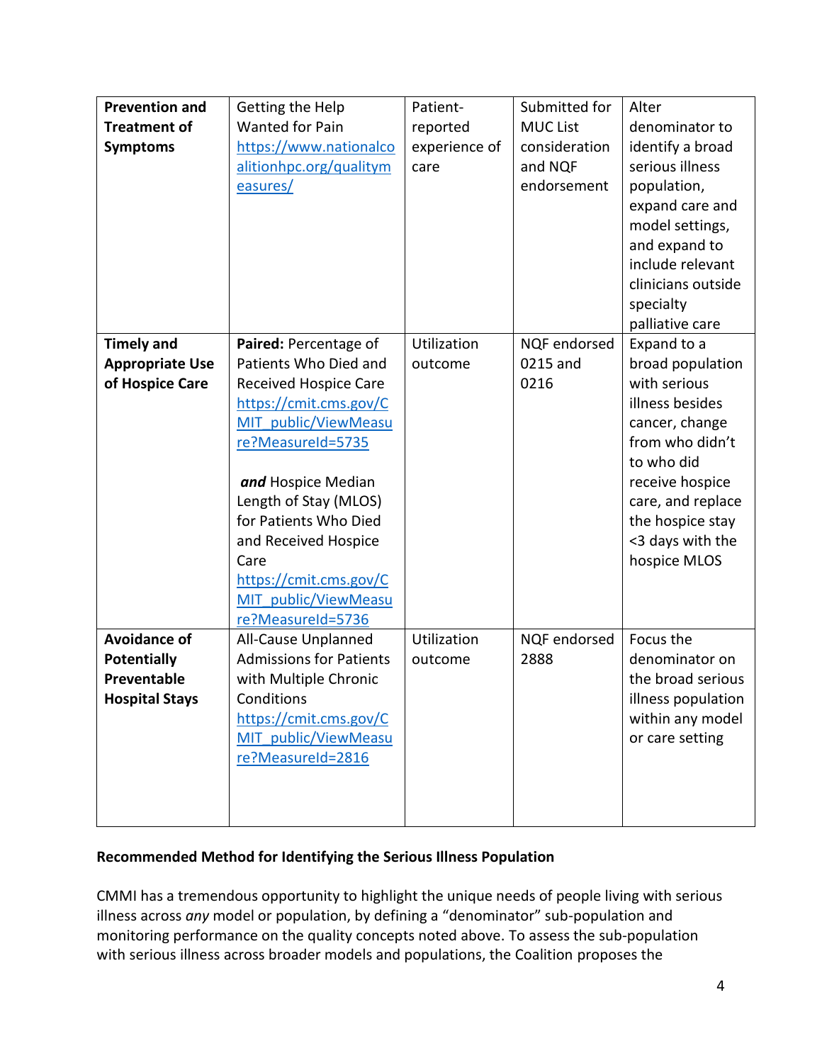| | | | | |
|---|---|---|---|---|
| **Prevention and Treatment of Symptoms** | Getting the Help Wanted for Pain https://www.nationalcoalitionhpc.org/qualitymeasures/ | Patient-reported experience of care | Submitted for MUC List consideration and NQF endorsement | Alter denominator to identify a broad serious illness population, expand care and model settings, and expand to include relevant clinicians outside specialty palliative care |
| **Timely and Appropriate Use of Hospice Care** | **Paired:** Percentage of Patients Who Died and Received Hospice Care https://cmit.cms.gov/CMIT_public/ViewMeasure?MeasureId=5735 <br><br> ***and*** Hospice Median Length of Stay (MLOS) for Patients Who Died and Received Hospice Care https://cmit.cms.gov/CMIT_public/ViewMeasure?MeasureId=5736 | Utilization outcome | NQF endorsed 0215 and 0216 | Expand to a broad population with serious illness besides cancer, change from who didn't to who did receive hospice care, and replace the hospice stay <3 days with the hospice MLOS |
| **Avoidance of Potentially Preventable Hospital Stays** | All-Cause Unplanned Admissions for Patients with Multiple Chronic Conditions https://cmit.cms.gov/CMIT_public/ViewMeasure?MeasureId=2816 | Utilization outcome | NQF endorsed 2888 | Focus the denominator on the broad serious illness population within any model or care setting |

**Recommended Method for Identifying the Serious Illness Population**

CMMI has a tremendous opportunity to highlight the unique needs of people living with serious illness across *any* model or population, by defining a "denominator" sub-population and monitoring performance on the quality concepts noted above. To assess the sub-population with serious illness across broader models and populations, the Coalition proposes the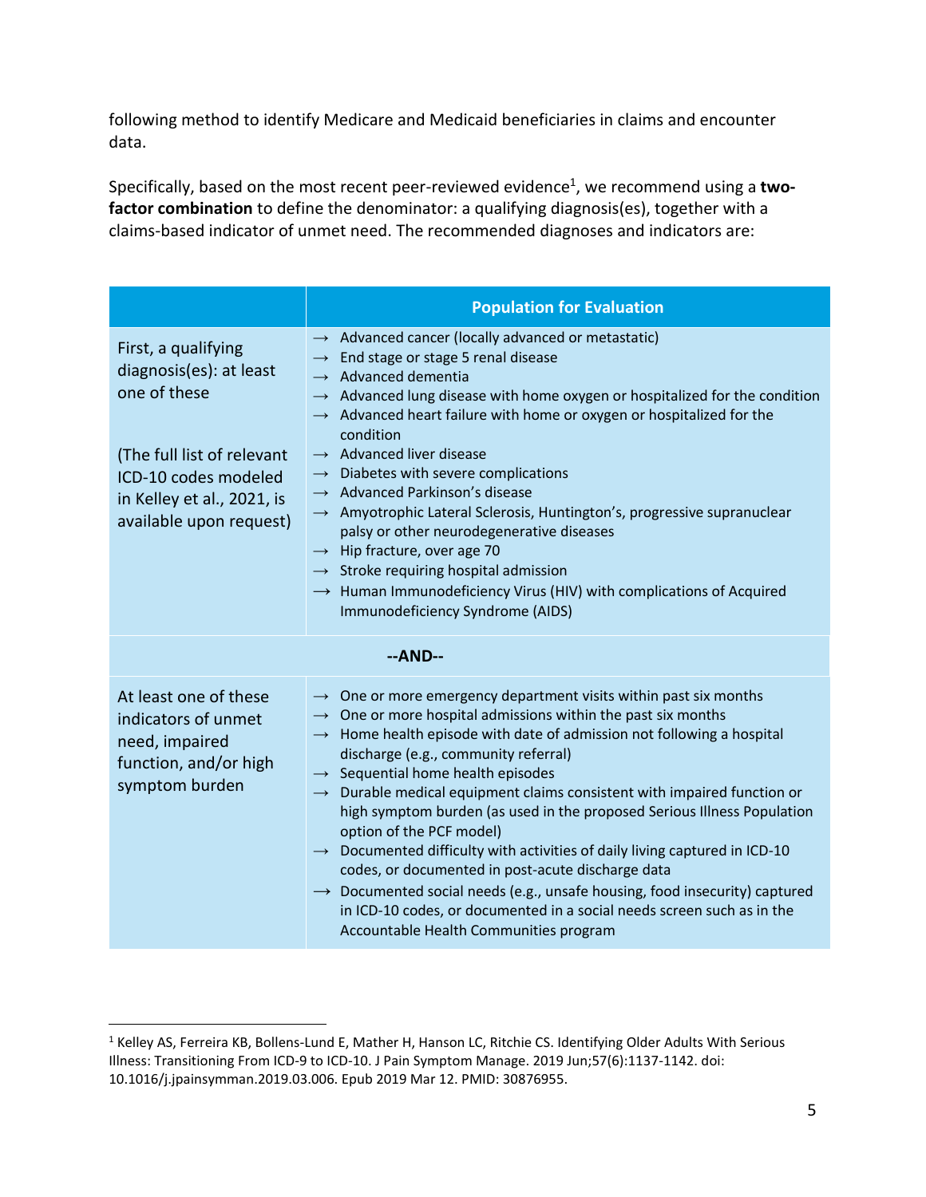following method to identify Medicare and Medicaid beneficiaries in claims and encounter data.

Specifically, based on the most recent peer-reviewed evidence[1], we recommend using a **two-factor combination** to define the denominator: a qualifying diagnosis(es), together with a claims-based indicator of unmet need. The recommended diagnoses and indicators are:

| | Population for Evaluation |
|---|---|
| First, a qualifying diagnosis(es): at least one of these<br><br>(The full list of relevant ICD-10 codes modeled in Kelley et al., 2021, is available upon request) | → Advanced cancer (locally advanced or metastatic)<br>→ End stage or stage 5 renal disease<br>→ Advanced dementia<br>→ Advanced lung disease with home oxygen or hospitalized for the condition<br>→ Advanced heart failure with home or oxygen or hospitalized for the condition<br>→ Advanced liver disease<br>→ Diabetes with severe complications<br>→ Advanced Parkinson's disease<br>→ Amyotrophic Lateral Sclerosis, Huntington's, progressive supranuclear palsy or other neurodegenerative diseases<br>→ Hip fracture, over age 70<br>→ Stroke requiring hospital admission<br>→ Human Immunodeficiency Virus (HIV) with complications of Acquired Immunodeficiency Syndrome (AIDS) |
| **--AND--** | |
| At least one of these indicators of unmet need, impaired function, and/or high symptom burden | → One or more emergency department visits within past six months<br>→ One or more hospital admissions within the past six months<br>→ Home health episode with date of admission not following a hospital discharge (e.g., community referral)<br>→ Sequential home health episodes<br>→ Durable medical equipment claims consistent with impaired function or high symptom burden (as used in the proposed Serious Illness Population option of the PCF model)<br>→ Documented difficulty with activities of daily living captured in ICD-10 codes, or documented in post-acute discharge data<br>→ Documented social needs (e.g., unsafe housing, food insecurity) captured in ICD-10 codes, or documented in a social needs screen such as in the Accountable Health Communities program |

[1] Kelley AS, Ferreira KB, Bollens-Lund E, Mather H, Hanson LC, Ritchie CS. Identifying Older Adults With Serious Illness: Transitioning From ICD-9 to ICD-10. J Pain Symptom Manage. 2019 Jun;57(6):1137-1142. doi: 10.1016/j.jpainsymman.2019.03.006. Epub 2019 Mar 12. PMID: 30876955.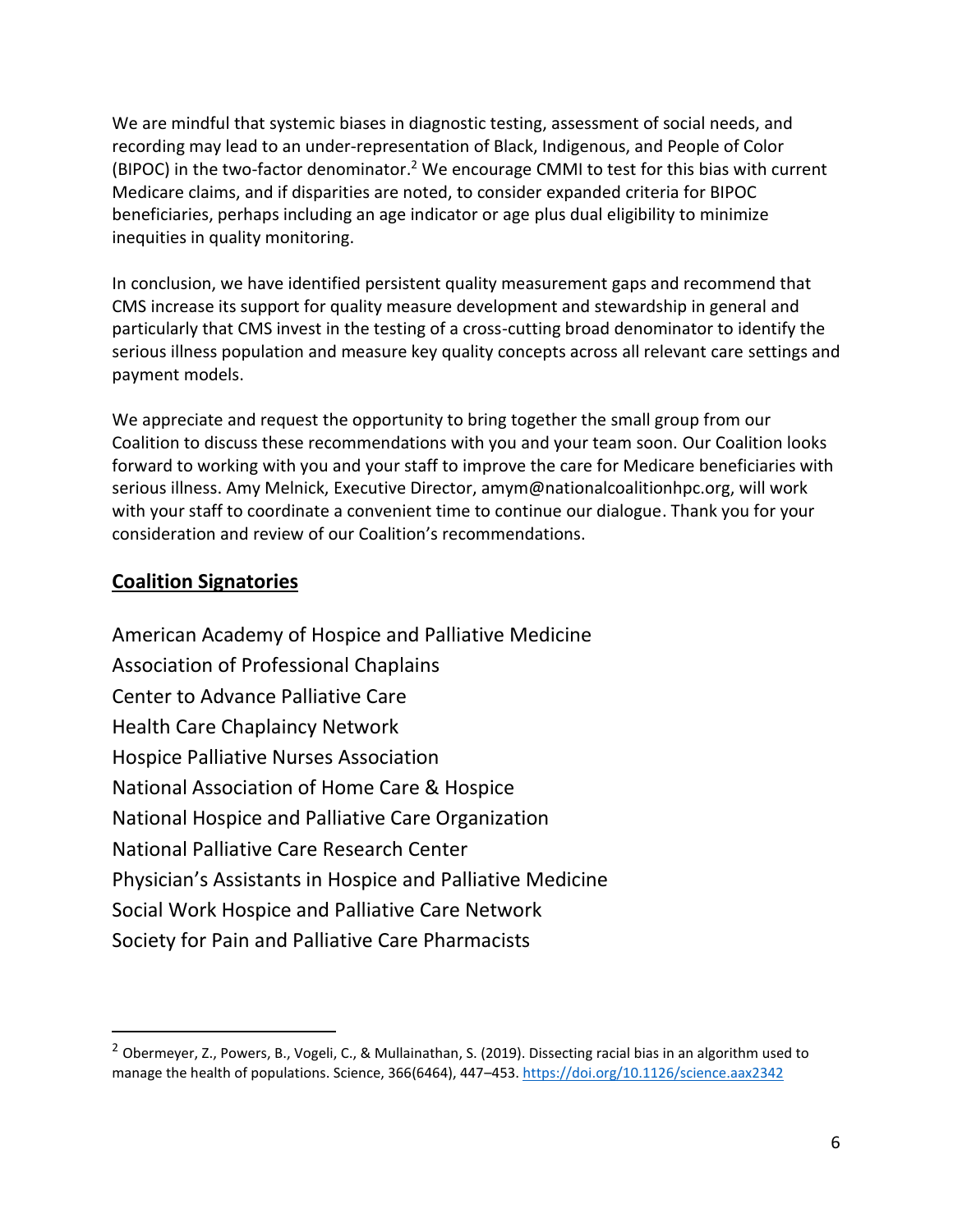We are mindful that systemic biases in diagnostic testing, assessment of social needs, and recording may lead to an under-representation of Black, Indigenous, and People of Color (BIPOC) in the two-factor denominator.[2] We encourage CMMI to test for this bias with current Medicare claims, and if disparities are noted, to consider expanded criteria for BIPOC beneficiaries, perhaps including an age indicator or age plus dual eligibility to minimize inequities in quality monitoring.

In conclusion, we have identified persistent quality measurement gaps and recommend that CMS increase its support for quality measure development and stewardship in general and particularly that CMS invest in the testing of a cross-cutting broad denominator to identify the serious illness population and measure key quality concepts across all relevant care settings and payment models.

We appreciate and request the opportunity to bring together the small group from our Coalition to discuss these recommendations with you and your team soon. Our Coalition looks forward to working with you and your staff to improve the care for Medicare beneficiaries with serious illness. Amy Melnick, Executive Director, amym@nationalcoalitionhpc.org, will work with your staff to coordinate a convenient time to continue our dialogue. Thank you for your consideration and review of our Coalition's recommendations.

## **Coalition Signatories**

American Academy of Hospice and Palliative Medicine
Association of Professional Chaplains
Center to Advance Palliative Care
Health Care Chaplaincy Network
Hospice Palliative Nurses Association
National Association of Home Care & Hospice
National Hospice and Palliative Care Organization
National Palliative Care Research Center
Physician's Assistants in Hospice and Palliative Medicine
Social Work Hospice and Palliative Care Network
Society for Pain and Palliative Care Pharmacists

---

[2] Obermeyer, Z., Powers, B., Vogeli, C., & Mullainathan, S. (2019). Dissecting racial bias in an algorithm used to manage the health of populations. Science, 366(6464), 447–453. https://doi.org/10.1126/science.aax2342